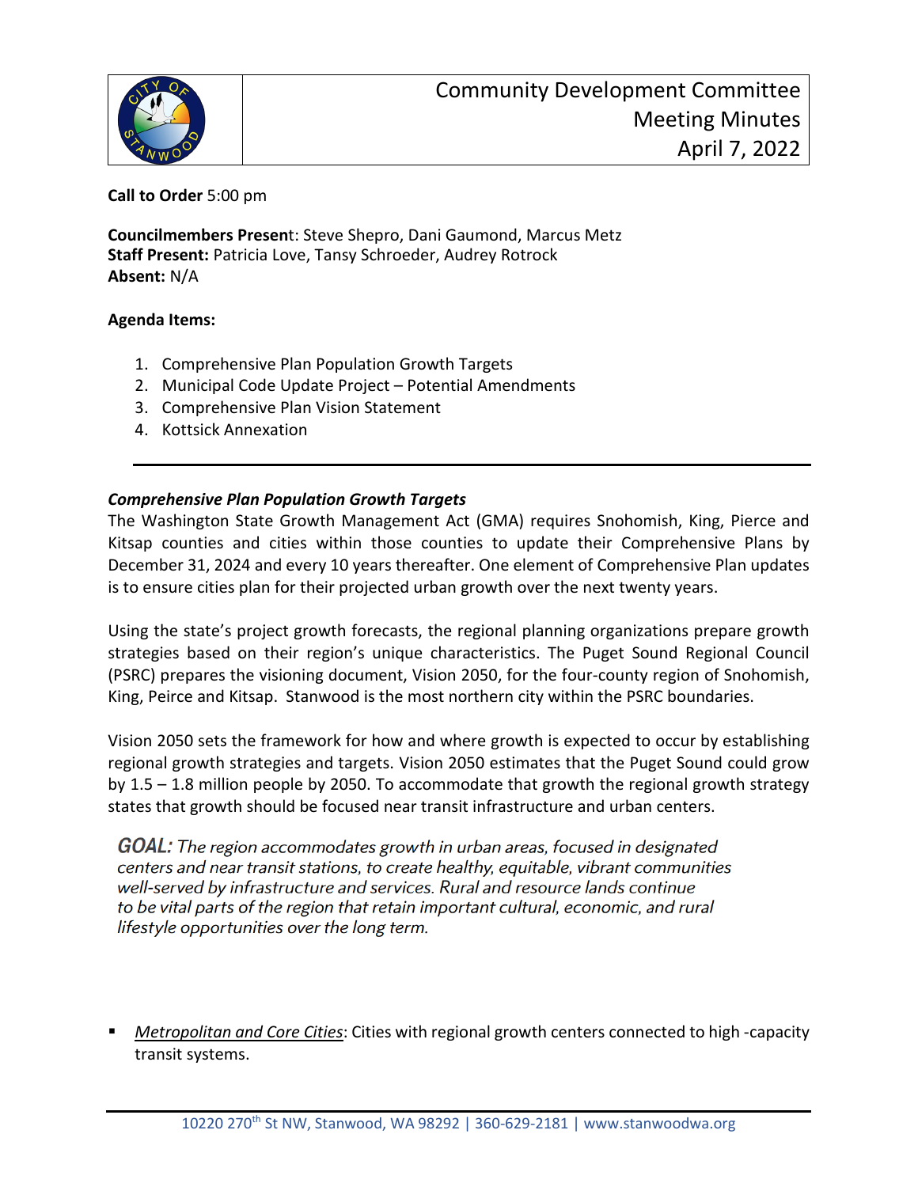# Community Development Committee Meeting Minutes April 7, 2022

**Call to Order** 5:00 pm

**Councilmembers Present**: Steve Shepro, Dani Gaumond, Marcus Metz
**Staff Present:** Patricia Love, Tansy Schroeder, Audrey Rotrock
**Absent:** N/A

**Agenda Items:**

1. Comprehensive Plan Population Growth Targets
2. Municipal Code Update Project – Potential Amendments
3. Comprehensive Plan Vision Statement
4. Kottsick Annexation

---

***Comprehensive Plan Population Growth Targets***

The Washington State Growth Management Act (GMA) requires Snohomish, King, Pierce and Kitsap counties and cities within those counties to update their Comprehensive Plans by December 31, 2024 and every 10 years thereafter. One element of Comprehensive Plan updates is to ensure cities plan for their projected urban growth over the next twenty years.

Using the state's project growth forecasts, the regional planning organizations prepare growth strategies based on their region's unique characteristics. The Puget Sound Regional Council (PSRC) prepares the visioning document, Vision 2050, for the four-county region of Snohomish, King, Peirce and Kitsap. Stanwood is the most northern city within the PSRC boundaries.

Vision 2050 sets the framework for how and where growth is expected to occur by establishing regional growth strategies and targets. Vision 2050 estimates that the Puget Sound could grow by 1.5 – 1.8 million people by 2050. To accommodate that growth the regional growth strategy states that growth should be focused near transit infrastructure and urban centers.

***GOAL:*** *The region accommodates growth in urban areas, focused in designated centers and near transit stations, to create healthy, equitable, vibrant communities well-served by infrastructure and services. Rural and resource lands continue to be vital parts of the region that retain important cultural, economic, and rural lifestyle opportunities over the long term.*

- *Metropolitan and Core Cities*: Cities with regional growth centers connected to high -capacity transit systems.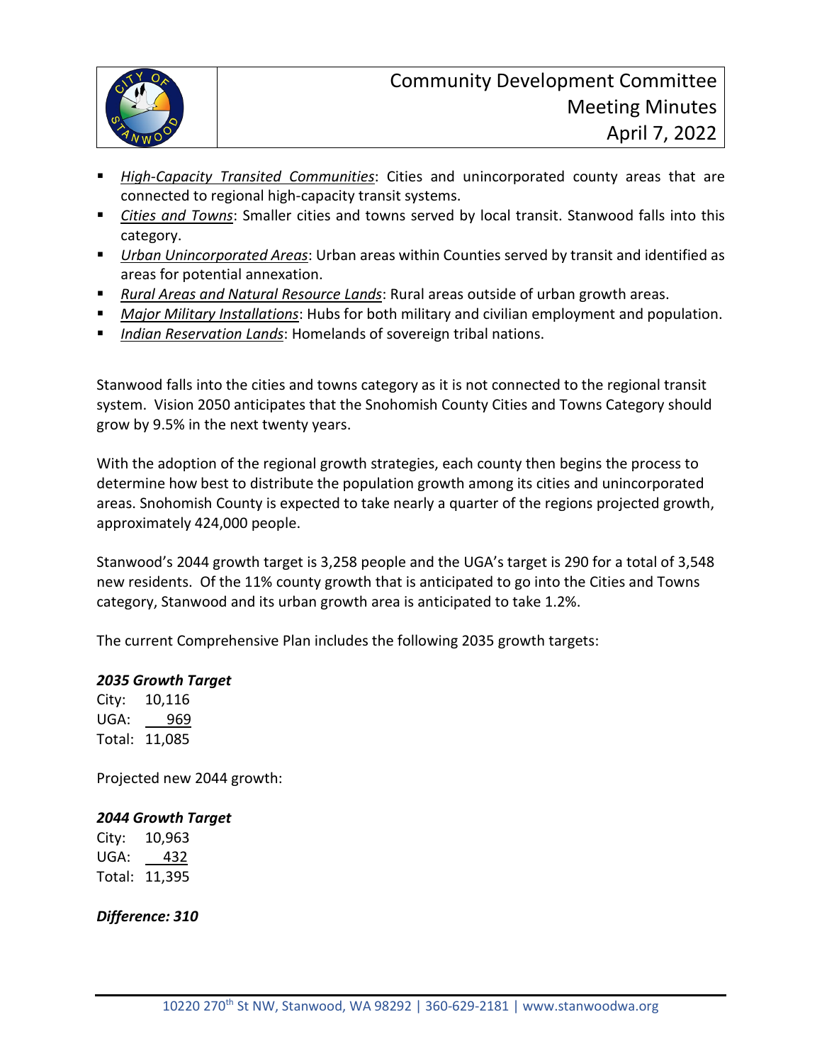- *High-Capacity Transited Communities*: Cities and unincorporated county areas that are connected to regional high-capacity transit systems.
- *Cities and Towns*: Smaller cities and towns served by local transit. Stanwood falls into this category.
- *Urban Unincorporated Areas*: Urban areas within Counties served by transit and identified as areas for potential annexation.
- *Rural Areas and Natural Resource Lands*: Rural areas outside of urban growth areas.
- *Major Military Installations*: Hubs for both military and civilian employment and population.
- *Indian Reservation Lands*: Homelands of sovereign tribal nations.

Stanwood falls into the cities and towns category as it is not connected to the regional transit system. Vision 2050 anticipates that the Snohomish County Cities and Towns Category should grow by 9.5% in the next twenty years.

With the adoption of the regional growth strategies, each county then begins the process to determine how best to distribute the population growth among its cities and unincorporated areas. Snohomish County is expected to take nearly a quarter of the regions projected growth, approximately 424,000 people.

Stanwood's 2044 growth target is 3,258 people and the UGA's target is 290 for a total of 3,548 new residents. Of the 11% county growth that is anticipated to go into the Cities and Towns category, Stanwood and its urban growth area is anticipated to take 1.2%.

The current Comprehensive Plan includes the following 2035 growth targets:

***2035 Growth Target***

City: 10,116
UGA: 969
Total: 11,085

Projected new 2044 growth:

***2044 Growth Target***

City: 10,963
UGA: 432
Total: 11,395

***Difference: 310***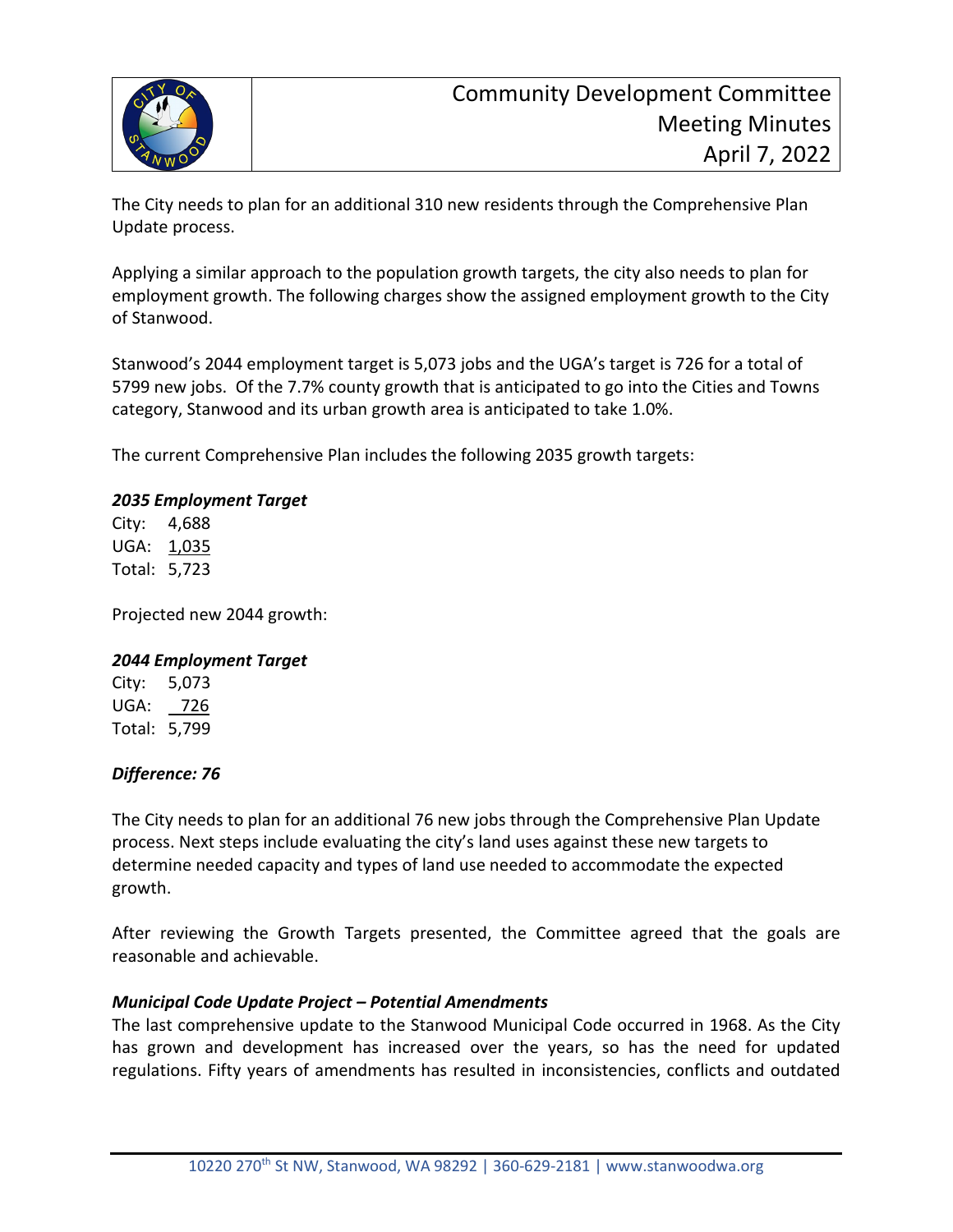The City needs to plan for an additional 310 new residents through the Comprehensive Plan Update process.

Applying a similar approach to the population growth targets, the city also needs to plan for employment growth. The following charges show the assigned employment growth to the City of Stanwood.

Stanwood's 2044 employment target is 5,073 jobs and the UGA's target is 726 for a total of 5799 new jobs. Of the 7.7% county growth that is anticipated to go into the Cities and Towns category, Stanwood and its urban growth area is anticipated to take 1.0%.

The current Comprehensive Plan includes the following 2035 growth targets:

***2035 Employment Target***

City: 4,688
UGA: 1,035
Total: 5,723

Projected new 2044 growth:

***2044 Employment Target***

City: 5,073
UGA: 726
Total: 5,799

***Difference: 76***

The City needs to plan for an additional 76 new jobs through the Comprehensive Plan Update process. Next steps include evaluating the city's land uses against these new targets to determine needed capacity and types of land use needed to accommodate the expected growth.

After reviewing the Growth Targets presented, the Committee agreed that the goals are reasonable and achievable.

***Municipal Code Update Project – Potential Amendments***

The last comprehensive update to the Stanwood Municipal Code occurred in 1968. As the City has grown and development has increased over the years, so has the need for updated regulations. Fifty years of amendments has resulted in inconsistencies, conflicts and outdated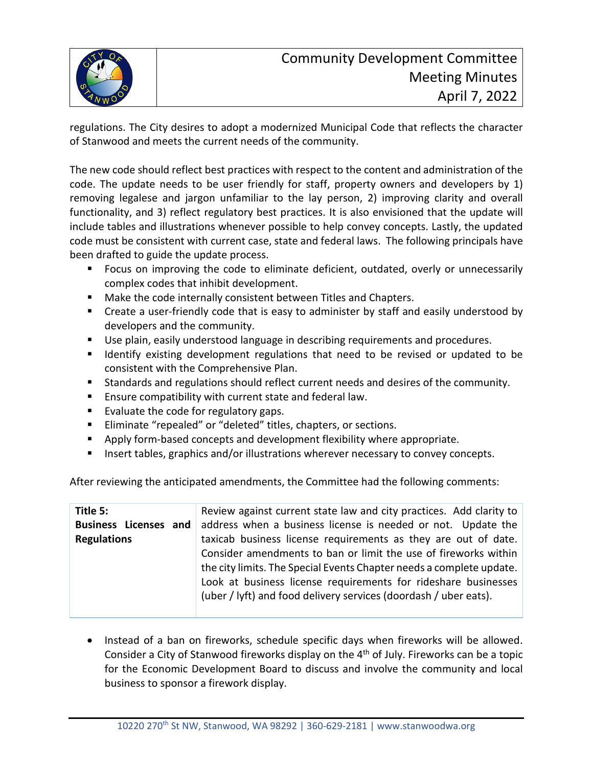regulations. The City desires to adopt a modernized Municipal Code that reflects the character of Stanwood and meets the current needs of the community.

The new code should reflect best practices with respect to the content and administration of the code. The update needs to be user friendly for staff, property owners and developers by 1) removing legalese and jargon unfamiliar to the lay person, 2) improving clarity and overall functionality, and 3) reflect regulatory best practices. It is also envisioned that the update will include tables and illustrations whenever possible to help convey concepts. Lastly, the updated code must be consistent with current case, state and federal laws. The following principals have been drafted to guide the update process.

- Focus on improving the code to eliminate deficient, outdated, overly or unnecessarily complex codes that inhibit development.
- Make the code internally consistent between Titles and Chapters.
- Create a user-friendly code that is easy to administer by staff and easily understood by developers and the community.
- Use plain, easily understood language in describing requirements and procedures.
- Identify existing development regulations that need to be revised or updated to be consistent with the Comprehensive Plan.
- Standards and regulations should reflect current needs and desires of the community.
- Ensure compatibility with current state and federal law.
- Evaluate the code for regulatory gaps.
- Eliminate "repealed" or "deleted" titles, chapters, or sections.
- Apply form-based concepts and development flexibility where appropriate.
- Insert tables, graphics and/or illustrations wherever necessary to convey concepts.

After reviewing the anticipated amendments, the Committee had the following comments:

| | |
|---|---|
| **Title 5: Business Licenses and Regulations** | Review against current state law and city practices. Add clarity to address when a business license is needed or not. Update the taxicab business license requirements as they are out of date. Consider amendments to ban or limit the use of fireworks within the city limits. The Special Events Chapter needs a complete update. Look at business license requirements for rideshare businesses (uber / lyft) and food delivery services (doordash / uber eats). |

- Instead of a ban on fireworks, schedule specific days when fireworks will be allowed. Consider a City of Stanwood fireworks display on the 4th of July. Fireworks can be a topic for the Economic Development Board to discuss and involve the community and local business to sponsor a firework display.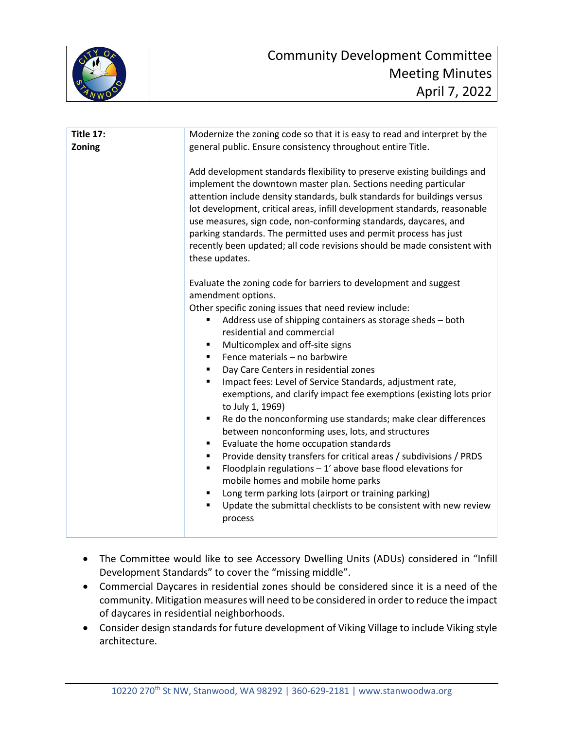| Title 17: Zoning | Modernize the zoning code so that it is easy to read and interpret by the general public. Ensure consistency throughout entire Title.<br><br>Add development standards flexibility to preserve existing buildings and implement the downtown master plan. Sections needing particular attention include density standards, bulk standards for buildings versus lot development, critical areas, infill development standards, reasonable use measures, sign code, non-conforming standards, daycares, and parking standards. The permitted uses and permit process has just recently been updated; all code revisions should be made consistent with these updates.<br><br>Evaluate the zoning code for barriers to development and suggest amendment options.<br>Other specific zoning issues that need review include:<br>▪ Address use of shipping containers as storage sheds – both residential and commercial<br>▪ Multicomplex and off-site signs<br>▪ Fence materials – no barbwire<br>▪ Day Care Centers in residential zones<br>▪ Impact fees: Level of Service Standards, adjustment rate, exemptions, and clarify impact fee exemptions (existing lots prior to July 1, 1969)<br>▪ Re do the nonconforming use standards; make clear differences between nonconforming uses, lots, and structures<br>▪ Evaluate the home occupation standards<br>▪ Provide density transfers for critical areas / subdivisions / PRDS<br>▪ Floodplain regulations – 1' above base flood elevations for mobile homes and mobile home parks<br>▪ Long term parking lots (airport or training parking)<br>▪ Update the submittal checklists to be consistent with new review process |
|---|---|

- The Committee would like to see Accessory Dwelling Units (ADUs) considered in "Infill Development Standards" to cover the "missing middle".
- Commercial Daycares in residential zones should be considered since it is a need of the community. Mitigation measures will need to be considered in order to reduce the impact of daycares in residential neighborhoods.
- Consider design standards for future development of Viking Village to include Viking style architecture.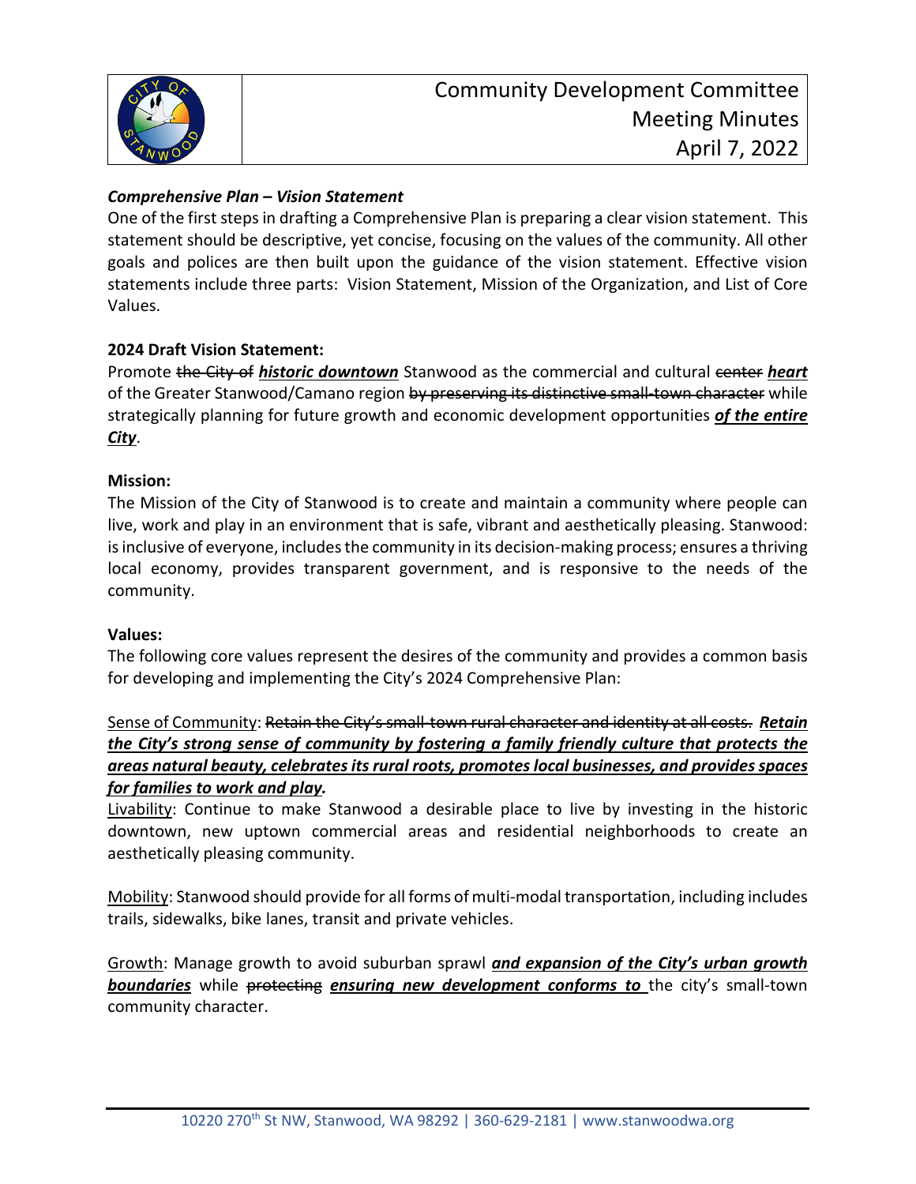***Comprehensive Plan – Vision Statement***

One of the first steps in drafting a Comprehensive Plan is preparing a clear vision statement. This statement should be descriptive, yet concise, focusing on the values of the community. All other goals and polices are then built upon the guidance of the vision statement. Effective vision statements include three parts: Vision Statement, Mission of the Organization, and List of Core Values.

**2024 Draft Vision Statement:**

Promote ~~the City of~~ ***historic downtown*** Stanwood as the commercial and cultural ~~center~~ ***heart*** of the Greater Stanwood/Camano region ~~by preserving its distinctive small-town character~~ while strategically planning for future growth and economic development opportunities ***of the entire City***.

**Mission:**

The Mission of the City of Stanwood is to create and maintain a community where people can live, work and play in an environment that is safe, vibrant and aesthetically pleasing. Stanwood: is inclusive of everyone, includes the community in its decision-making process; ensures a thriving local economy, provides transparent government, and is responsive to the needs of the community.

**Values:**

The following core values represent the desires of the community and provides a common basis for developing and implementing the City's 2024 Comprehensive Plan:

Sense of Community: ~~Retain the City's small-town rural character and identity at all costs.~~ ***Retain the City's strong sense of community by fostering a family friendly culture that protects the areas natural beauty, celebrates its rural roots, promotes local businesses, and provides spaces for families to work and play.***

Livability: Continue to make Stanwood a desirable place to live by investing in the historic downtown, new uptown commercial areas and residential neighborhoods to create an aesthetically pleasing community.

Mobility: Stanwood should provide for all forms of multi-modal transportation, including includes trails, sidewalks, bike lanes, transit and private vehicles.

Growth: Manage growth to avoid suburban sprawl ***and expansion of the City's urban growth boundaries*** while ~~protecting~~ ***ensuring new development conforms to*** the city's small-town community character.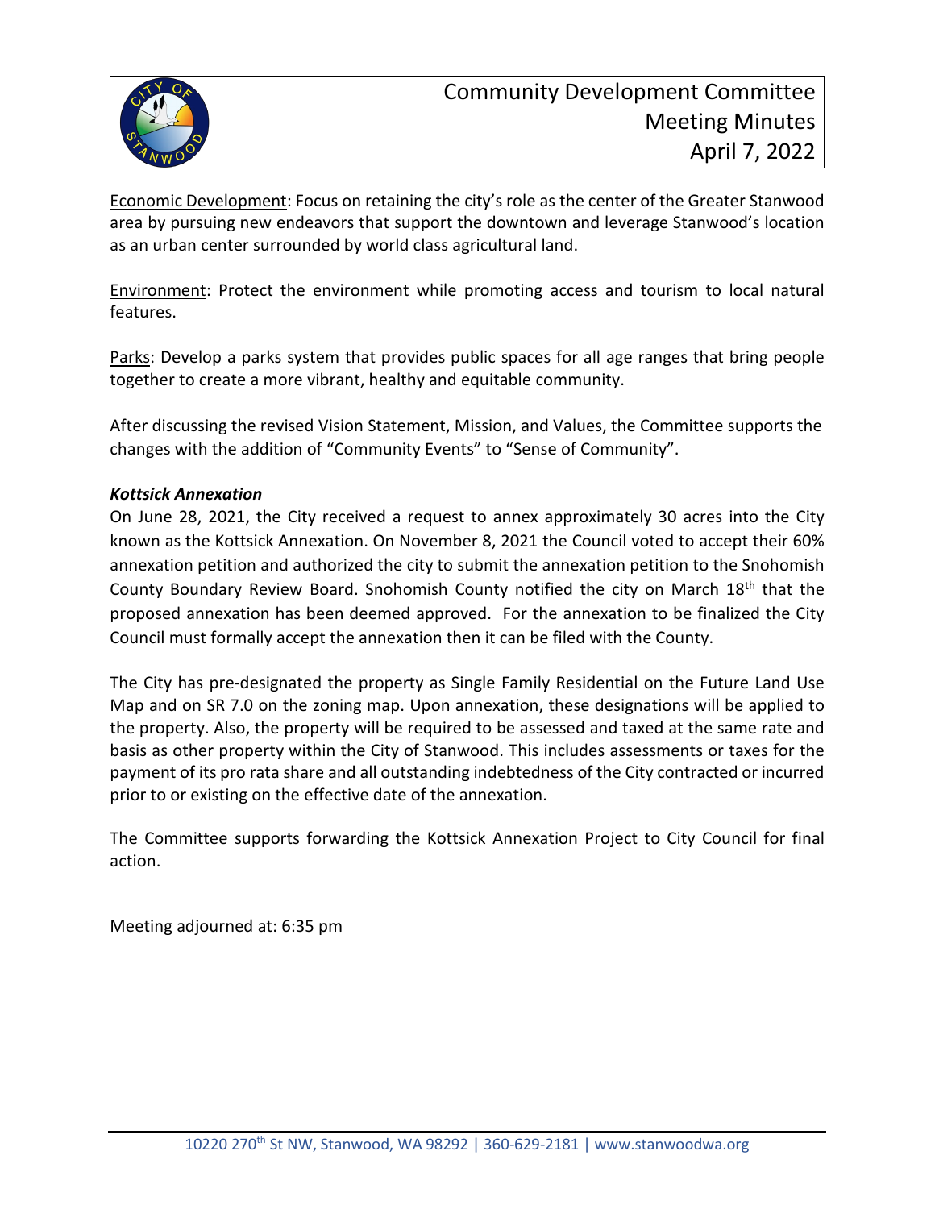Economic Development: Focus on retaining the city's role as the center of the Greater Stanwood area by pursuing new endeavors that support the downtown and leverage Stanwood's location as an urban center surrounded by world class agricultural land.

Environment: Protect the environment while promoting access and tourism to local natural features.

Parks: Develop a parks system that provides public spaces for all age ranges that bring people together to create a more vibrant, healthy and equitable community.

After discussing the revised Vision Statement, Mission, and Values, the Committee supports the changes with the addition of "Community Events" to "Sense of Community".

***Kottsick Annexation***

On June 28, 2021, the City received a request to annex approximately 30 acres into the City known as the Kottsick Annexation. On November 8, 2021 the Council voted to accept their 60% annexation petition and authorized the city to submit the annexation petition to the Snohomish County Boundary Review Board. Snohomish County notified the city on March 18th that the proposed annexation has been deemed approved. For the annexation to be finalized the City Council must formally accept the annexation then it can be filed with the County.

The City has pre-designated the property as Single Family Residential on the Future Land Use Map and on SR 7.0 on the zoning map. Upon annexation, these designations will be applied to the property. Also, the property will be required to be assessed and taxed at the same rate and basis as other property within the City of Stanwood. This includes assessments or taxes for the payment of its pro rata share and all outstanding indebtedness of the City contracted or incurred prior to or existing on the effective date of the annexation.

The Committee supports forwarding the Kottsick Annexation Project to City Council for final action.

Meeting adjourned at: 6:35 pm